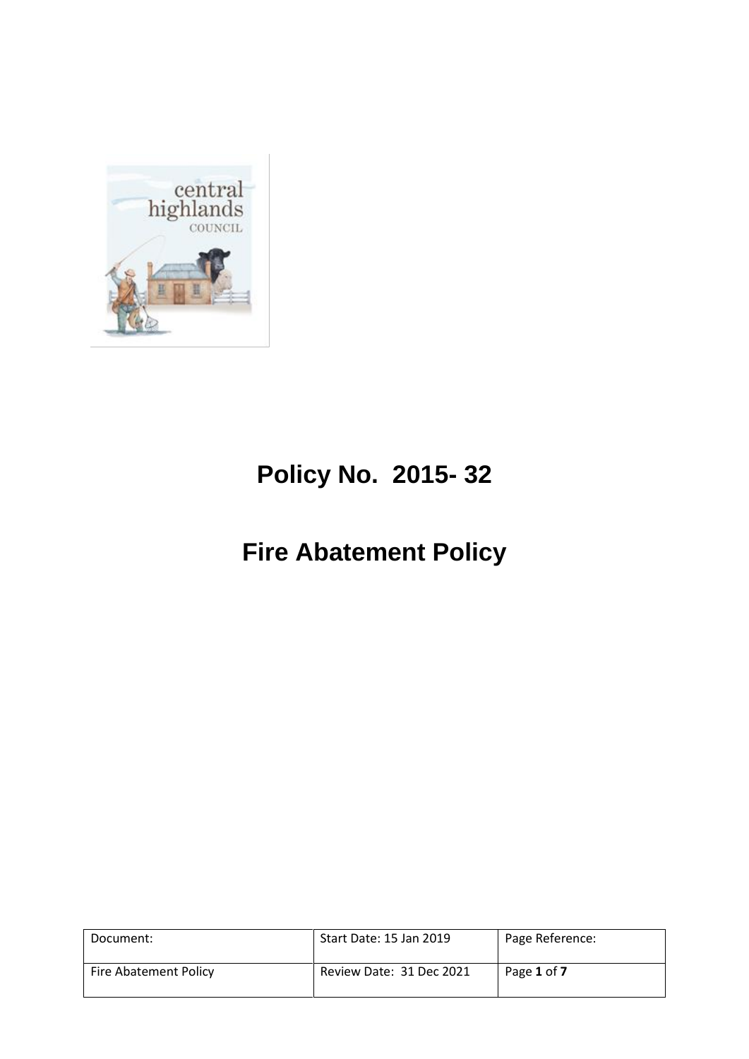# Policy No. 2015- 32

# Fire Abatement Policy

| Document: | Start Date: 15 Jan 2019 | Page Reference: |
|---|---|---|
| Fire Abatement Policy | Review Date: 31 Dec 2021 | Page **1** of **7** |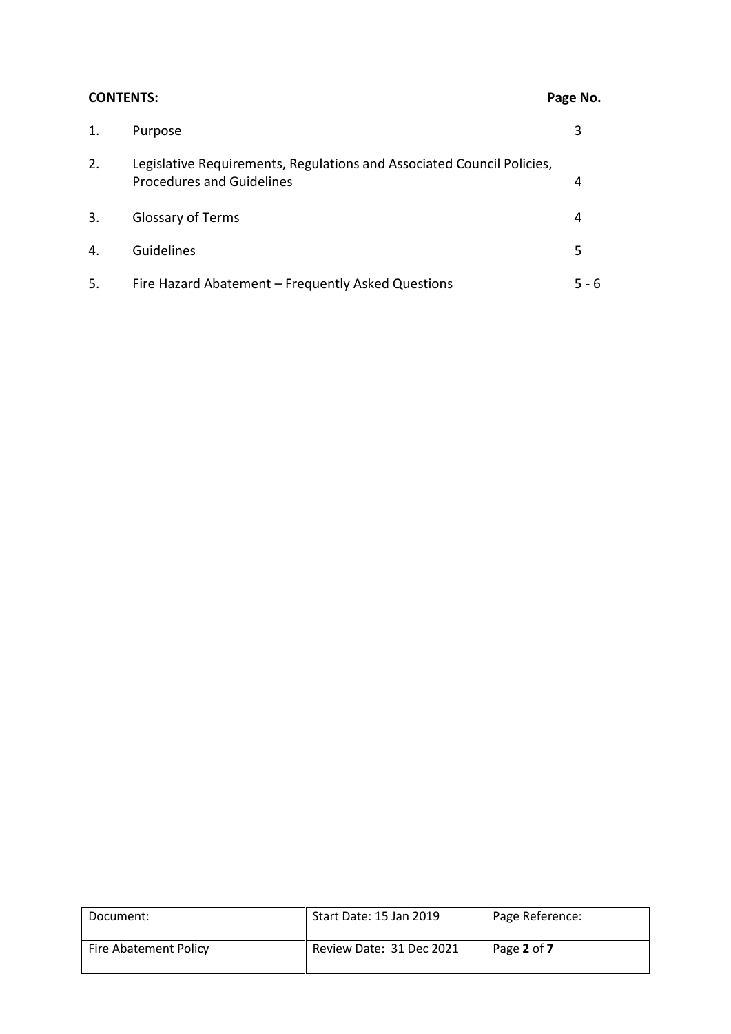**CONTENTS:** **Page No.**

| | | |
|---|---|---|
| 1. | Purpose | 3 |
| 2. | Legislative Requirements, Regulations and Associated Council Policies, Procedures and Guidelines | 4 |
| 3. | Glossary of Terms | 4 |
| 4. | Guidelines | 5 |
| 5. | Fire Hazard Abatement – Frequently Asked Questions | 5 - 6 |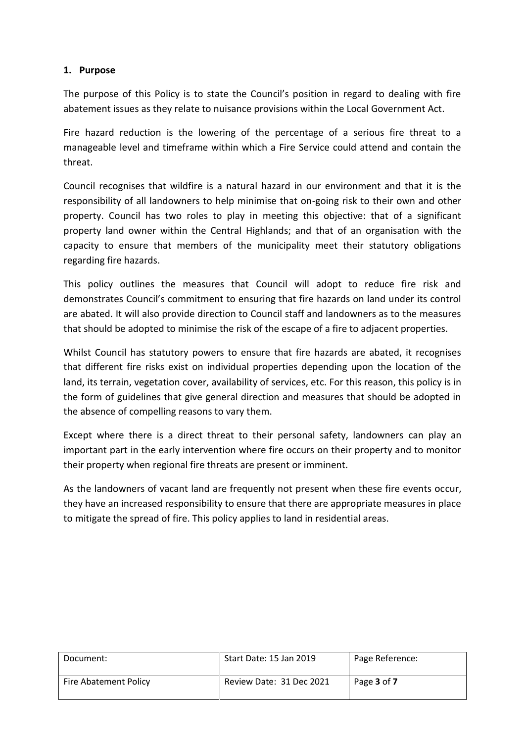## 1. Purpose

The purpose of this Policy is to state the Council's position in regard to dealing with fire abatement issues as they relate to nuisance provisions within the Local Government Act.

Fire hazard reduction is the lowering of the percentage of a serious fire threat to a manageable level and timeframe within which a Fire Service could attend and contain the threat.

Council recognises that wildfire is a natural hazard in our environment and that it is the responsibility of all landowners to help minimise that on-going risk to their own and other property. Council has two roles to play in meeting this objective: that of a significant property land owner within the Central Highlands; and that of an organisation with the capacity to ensure that members of the municipality meet their statutory obligations regarding fire hazards.

This policy outlines the measures that Council will adopt to reduce fire risk and demonstrates Council's commitment to ensuring that fire hazards on land under its control are abated. It will also provide direction to Council staff and landowners as to the measures that should be adopted to minimise the risk of the escape of a fire to adjacent properties.

Whilst Council has statutory powers to ensure that fire hazards are abated, it recognises that different fire risks exist on individual properties depending upon the location of the land, its terrain, vegetation cover, availability of services, etc. For this reason, this policy is in the form of guidelines that give general direction and measures that should be adopted in the absence of compelling reasons to vary them.

Except where there is a direct threat to their personal safety, landowners can play an important part in the early intervention where fire occurs on their property and to monitor their property when regional fire threats are present or imminent.

As the landowners of vacant land are frequently not present when these fire events occur, they have an increased responsibility to ensure that there are appropriate measures in place to mitigate the spread of fire. This policy applies to land in residential areas.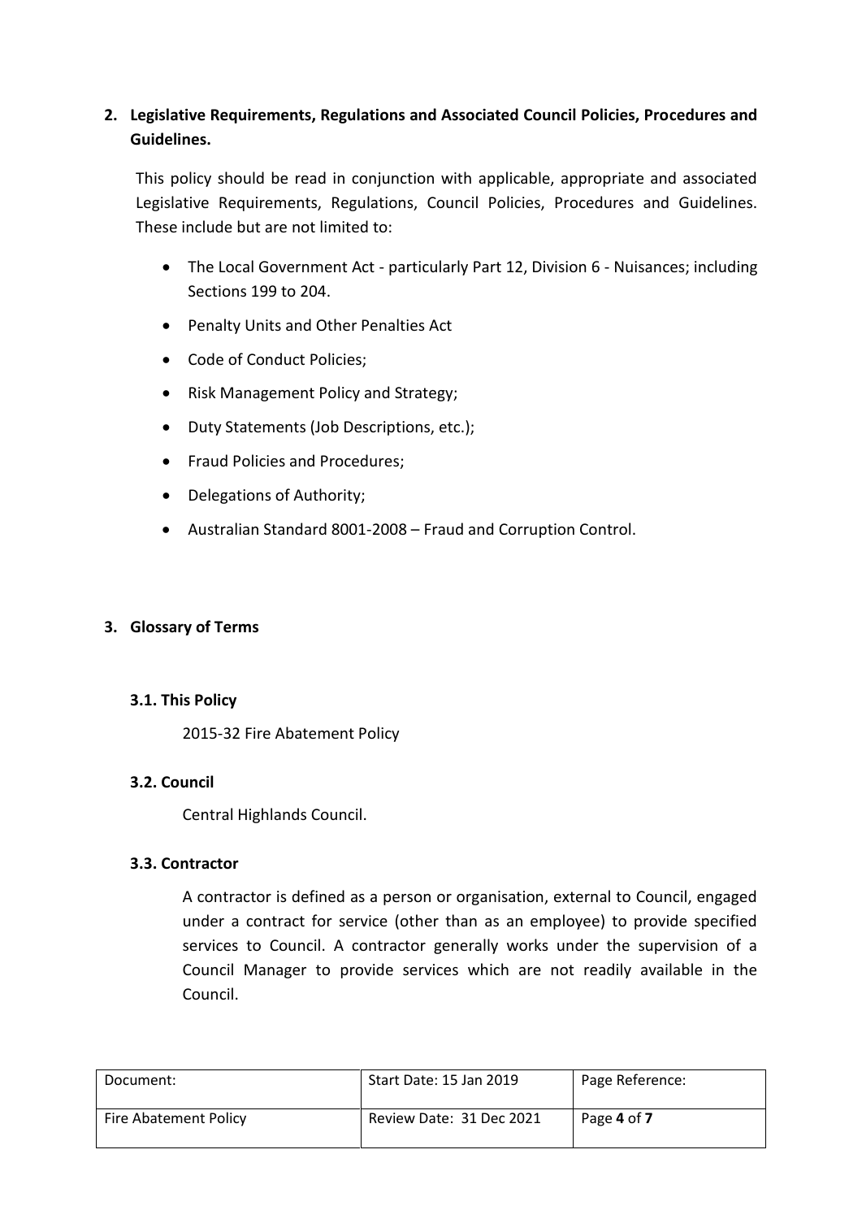## 2. Legislative Requirements, Regulations and Associated Council Policies, Procedures and Guidelines.

This policy should be read in conjunction with applicable, appropriate and associated Legislative Requirements, Regulations, Council Policies, Procedures and Guidelines. These include but are not limited to:

- The Local Government Act - particularly Part 12, Division 6 - Nuisances; including Sections 199 to 204.
- Penalty Units and Other Penalties Act
- Code of Conduct Policies;
- Risk Management Policy and Strategy;
- Duty Statements (Job Descriptions, etc.);
- Fraud Policies and Procedures;
- Delegations of Authority;
- Australian Standard 8001-2008 – Fraud and Corruption Control.

## 3. Glossary of Terms

### 3.1. This Policy

2015-32 Fire Abatement Policy

### 3.2. Council

Central Highlands Council.

### 3.3. Contractor

A contractor is defined as a person or organisation, external to Council, engaged under a contract for service (other than as an employee) to provide specified services to Council. A contractor generally works under the supervision of a Council Manager to provide services which are not readily available in the Council.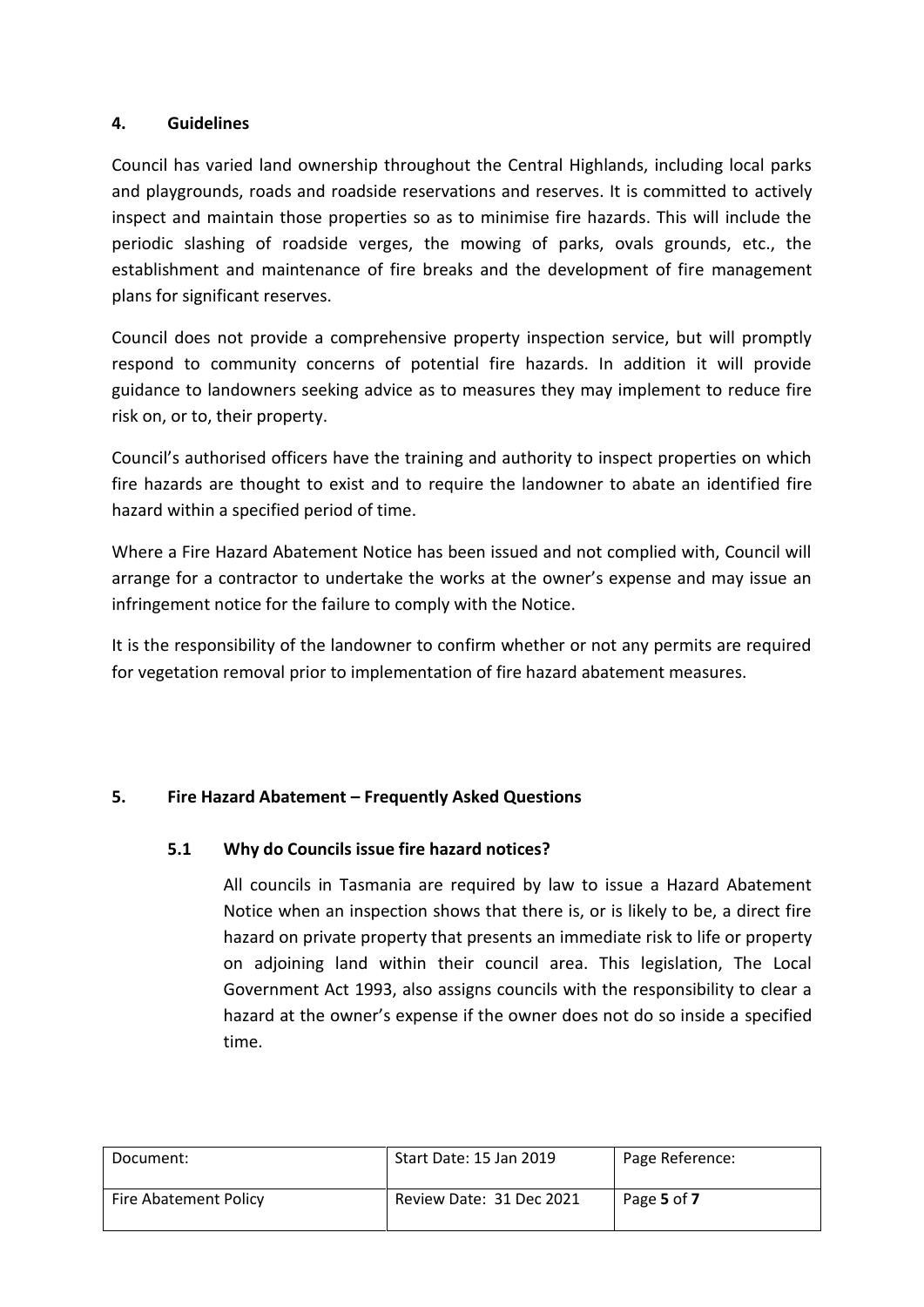## 4. Guidelines

Council has varied land ownership throughout the Central Highlands, including local parks and playgrounds, roads and roadside reservations and reserves. It is committed to actively inspect and maintain those properties so as to minimise fire hazards. This will include the periodic slashing of roadside verges, the mowing of parks, ovals grounds, etc., the establishment and maintenance of fire breaks and the development of fire management plans for significant reserves.

Council does not provide a comprehensive property inspection service, but will promptly respond to community concerns of potential fire hazards. In addition it will provide guidance to landowners seeking advice as to measures they may implement to reduce fire risk on, or to, their property.

Council's authorised officers have the training and authority to inspect properties on which fire hazards are thought to exist and to require the landowner to abate an identified fire hazard within a specified period of time.

Where a Fire Hazard Abatement Notice has been issued and not complied with, Council will arrange for a contractor to undertake the works at the owner's expense and may issue an infringement notice for the failure to comply with the Notice.

It is the responsibility of the landowner to confirm whether or not any permits are required for vegetation removal prior to implementation of fire hazard abatement measures.

## 5. Fire Hazard Abatement – Frequently Asked Questions

### 5.1 Why do Councils issue fire hazard notices?

All councils in Tasmania are required by law to issue a Hazard Abatement Notice when an inspection shows that there is, or is likely to be, a direct fire hazard on private property that presents an immediate risk to life or property on adjoining land within their council area. This legislation, The Local Government Act 1993, also assigns councils with the responsibility to clear a hazard at the owner's expense if the owner does not do so inside a specified time.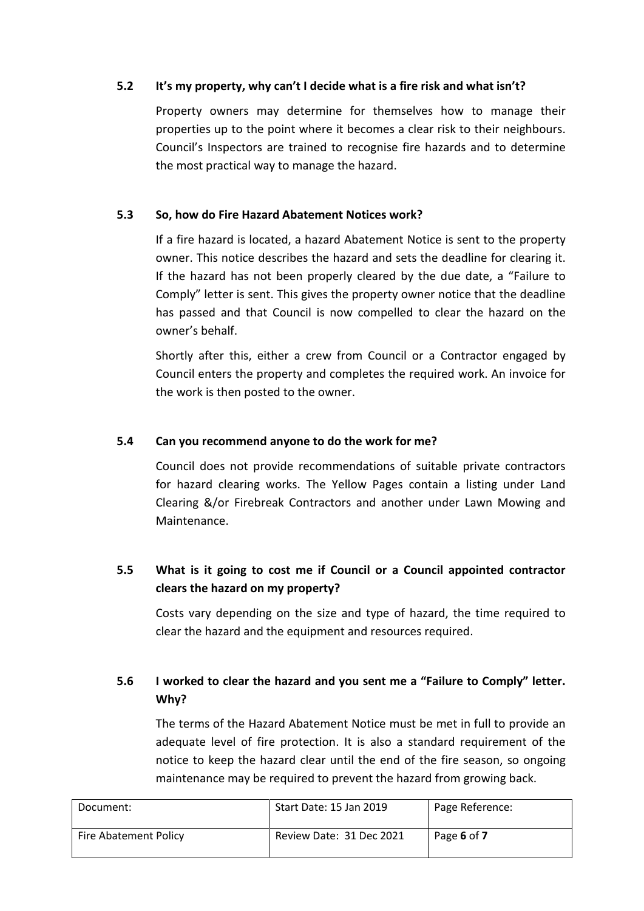### 5.2 It's my property, why can't I decide what is a fire risk and what isn't?

Property owners may determine for themselves how to manage their properties up to the point where it becomes a clear risk to their neighbours. Council's Inspectors are trained to recognise fire hazards and to determine the most practical way to manage the hazard.

### 5.3 So, how do Fire Hazard Abatement Notices work?

If a fire hazard is located, a hazard Abatement Notice is sent to the property owner. This notice describes the hazard and sets the deadline for clearing it. If the hazard has not been properly cleared by the due date, a "Failure to Comply" letter is sent. This gives the property owner notice that the deadline has passed and that Council is now compelled to clear the hazard on the owner's behalf.

Shortly after this, either a crew from Council or a Contractor engaged by Council enters the property and completes the required work. An invoice for the work is then posted to the owner.

### 5.4 Can you recommend anyone to do the work for me?

Council does not provide recommendations of suitable private contractors for hazard clearing works. The Yellow Pages contain a listing under Land Clearing &/or Firebreak Contractors and another under Lawn Mowing and Maintenance.

### 5.5 What is it going to cost me if Council or a Council appointed contractor clears the hazard on my property?

Costs vary depending on the size and type of hazard, the time required to clear the hazard and the equipment and resources required.

### 5.6 I worked to clear the hazard and you sent me a "Failure to Comply" letter. Why?

The terms of the Hazard Abatement Notice must be met in full to provide an adequate level of fire protection. It is also a standard requirement of the notice to keep the hazard clear until the end of the fire season, so ongoing maintenance may be required to prevent the hazard from growing back.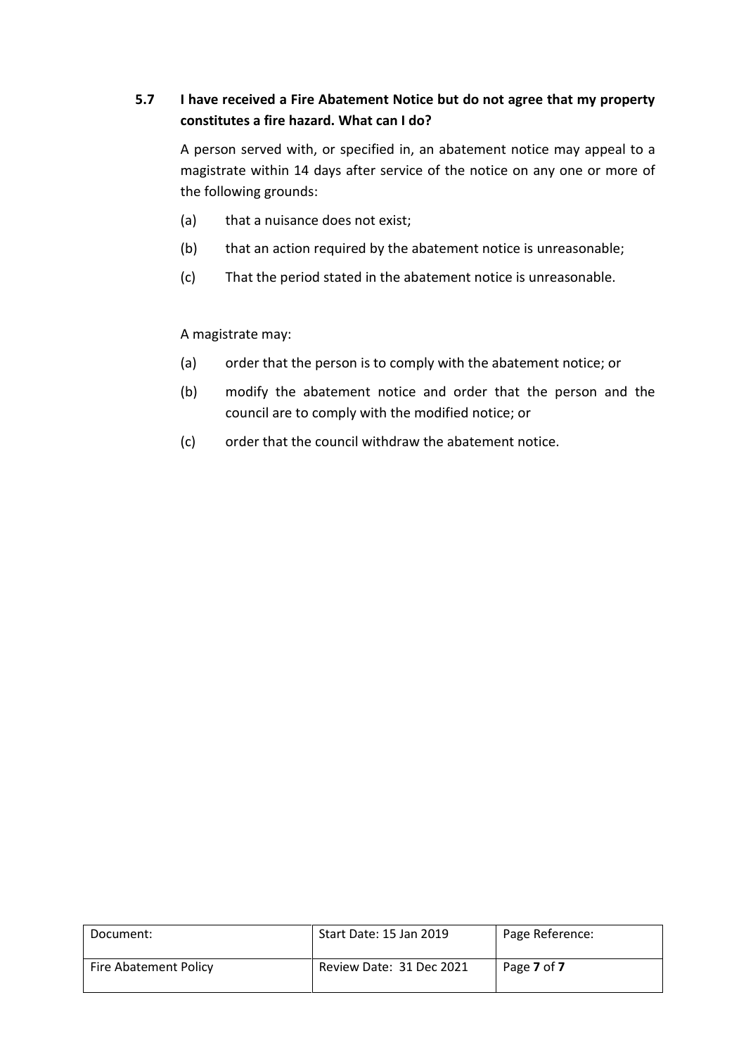### 5.7 I have received a Fire Abatement Notice but do not agree that my property constitutes a fire hazard. What can I do?

A person served with, or specified in, an abatement notice may appeal to a magistrate within 14 days after service of the notice on any one or more of the following grounds:

(a) that a nuisance does not exist;

(b) that an action required by the abatement notice is unreasonable;

(c) That the period stated in the abatement notice is unreasonable.

A magistrate may:

(a) order that the person is to comply with the abatement notice; or

(b) modify the abatement notice and order that the person and the council are to comply with the modified notice; or

(c) order that the council withdraw the abatement notice.